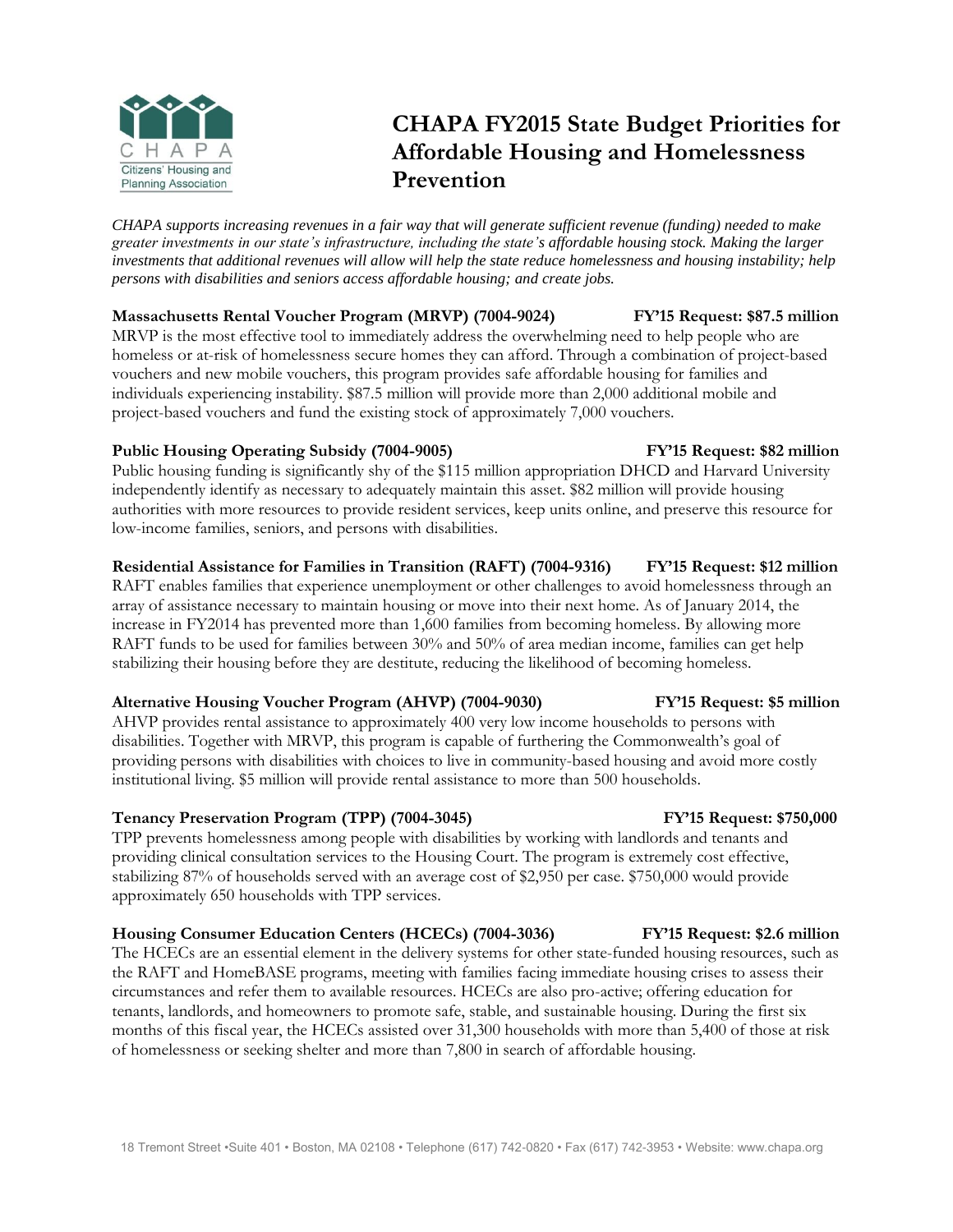# CHAPA FY2015 State Budget Priorities for Affordable Housing and Homelessness Prevention

CHAPA
Citizens' Housing and Planning Association

*CHAPA supports increasing revenues in a fair way that will generate sufficient revenue (funding) needed to make greater investments in our state's infrastructure, including the state's affordable housing stock. Making the larger investments that additional revenues will allow will help the state reduce homelessness and housing instability; help persons with disabilities and seniors access affordable housing; and create jobs.*

**Massachusetts Rental Voucher Program (MRVP) (7004-9024) — FY'15 Request: $87.5 million**

MRVP is the most effective tool to immediately address the overwhelming need to help people who are homeless or at-risk of homelessness secure homes they can afford. Through a combination of project-based vouchers and new mobile vouchers, this program provides safe affordable housing for families and individuals experiencing instability. $87.5 million will provide more than 2,000 additional mobile and project-based vouchers and fund the existing stock of approximately 7,000 vouchers.

**Public Housing Operating Subsidy (7004-9005) — FY'15 Request: $82 million**

Public housing funding is significantly shy of the $115 million appropriation DHCD and Harvard University independently identify as necessary to adequately maintain this asset. $82 million will provide housing authorities with more resources to provide resident services, keep units online, and preserve this resource for low-income families, seniors, and persons with disabilities.

**Residential Assistance for Families in Transition (RAFT) (7004-9316) — FY'15 Request: $12 million**

RAFT enables families that experience unemployment or other challenges to avoid homelessness through an array of assistance necessary to maintain housing or move into their next home. As of January 2014, the increase in FY2014 has prevented more than 1,600 families from becoming homeless. By allowing more RAFT funds to be used for families between 30% and 50% of area median income, families can get help stabilizing their housing before they are destitute, reducing the likelihood of becoming homeless.

**Alternative Housing Voucher Program (AHVP) (7004-9030) — FY'15 Request: $5 million**

AHVP provides rental assistance to approximately 400 very low income households to persons with disabilities. Together with MRVP, this program is capable of furthering the Commonwealth's goal of providing persons with disabilities with choices to live in community-based housing and avoid more costly institutional living. $5 million will provide rental assistance to more than 500 households.

**Tenancy Preservation Program (TPP) (7004-3045) — FY'15 Request: $750,000**

TPP prevents homelessness among people with disabilities by working with landlords and tenants and providing clinical consultation services to the Housing Court. The program is extremely cost effective, stabilizing 87% of households served with an average cost of $2,950 per case. $750,000 would provide approximately 650 households with TPP services.

**Housing Consumer Education Centers (HCECs) (7004-3036) — FY'15 Request: $2.6 million**

The HCECs are an essential element in the delivery systems for other state-funded housing resources, such as the RAFT and HomeBASE programs, meeting with families facing immediate housing crises to assess their circumstances and refer them to available resources. HCECs are also pro-active; offering education for tenants, landlords, and homeowners to promote safe, stable, and sustainable housing. During the first six months of this fiscal year, the HCECs assisted over 31,300 households with more than 5,400 of those at risk of homelessness or seeking shelter and more than 7,800 in search of affordable housing.

18 Tremont Street •Suite 401 • Boston, MA 02108 • Telephone (617) 742-0820 • Fax (617) 742-3953 • Website: www.chapa.org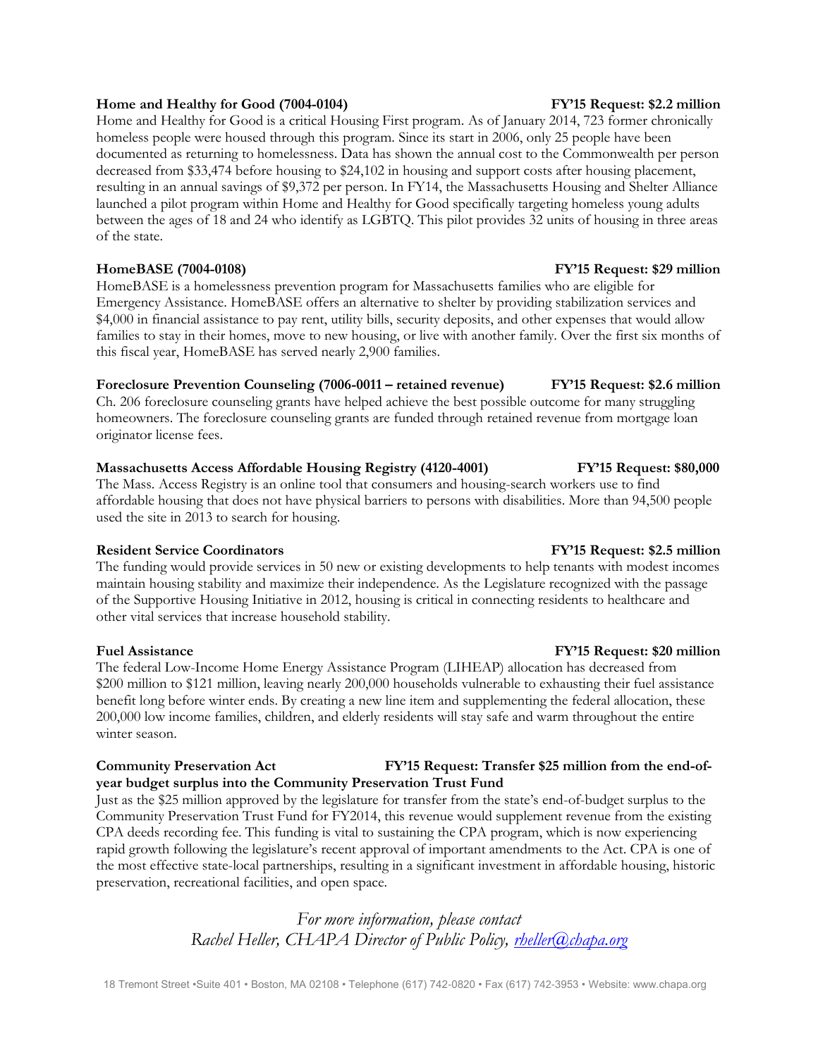**Home and Healthy for Good (7004-0104)** **FY'15 Request: $2.2 million**

Home and Healthy for Good is a critical Housing First program. As of January 2014, 723 former chronically homeless people were housed through this program. Since its start in 2006, only 25 people have been documented as returning to homelessness. Data has shown the annual cost to the Commonwealth per person decreased from $33,474 before housing to $24,102 in housing and support costs after housing placement, resulting in an annual savings of $9,372 per person. In FY14, the Massachusetts Housing and Shelter Alliance launched a pilot program within Home and Healthy for Good specifically targeting homeless young adults between the ages of 18 and 24 who identify as LGBTQ. This pilot provides 32 units of housing in three areas of the state.

**HomeBASE (7004-0108)** **FY'15 Request: $29 million**

HomeBASE is a homelessness prevention program for Massachusetts families who are eligible for Emergency Assistance. HomeBASE offers an alternative to shelter by providing stabilization services and $4,000 in financial assistance to pay rent, utility bills, security deposits, and other expenses that would allow families to stay in their homes, move to new housing, or live with another family. Over the first six months of this fiscal year, HomeBASE has served nearly 2,900 families.

**Foreclosure Prevention Counseling (7006-0011 – retained revenue)** **FY'15 Request: $2.6 million**

Ch. 206 foreclosure counseling grants have helped achieve the best possible outcome for many struggling homeowners. The foreclosure counseling grants are funded through retained revenue from mortgage loan originator license fees.

**Massachusetts Access Affordable Housing Registry (4120-4001)** **FY'15 Request: $80,000**

The Mass. Access Registry is an online tool that consumers and housing-search workers use to find affordable housing that does not have physical barriers to persons with disabilities. More than 94,500 people used the site in 2013 to search for housing.

**Resident Service Coordinators** **FY'15 Request: $2.5 million**

The funding would provide services in 50 new or existing developments to help tenants with modest incomes maintain housing stability and maximize their independence. As the Legislature recognized with the passage of the Supportive Housing Initiative in 2012, housing is critical in connecting residents to healthcare and other vital services that increase household stability.

**Fuel Assistance** **FY'15 Request: $20 million**

The federal Low-Income Home Energy Assistance Program (LIHEAP) allocation has decreased from $200 million to $121 million, leaving nearly 200,000 households vulnerable to exhausting their fuel assistance benefit long before winter ends. By creating a new line item and supplementing the federal allocation, these 200,000 low income families, children, and elderly residents will stay safe and warm throughout the entire winter season.

**Community Preservation Act** **FY'15 Request: Transfer $25 million from the end-of-year budget surplus into the Community Preservation Trust Fund**

Just as the $25 million approved by the legislature for transfer from the state's end-of-budget surplus to the Community Preservation Trust Fund for FY2014, this revenue would supplement revenue from the existing CPA deeds recording fee. This funding is vital to sustaining the CPA program, which is now experiencing rapid growth following the legislature's recent approval of important amendments to the Act. CPA is one of the most effective state-local partnerships, resulting in a significant investment in affordable housing, historic preservation, recreational facilities, and open space.

*For more information, please contact*
*Rachel Heller, CHAPA Director of Public Policy, [rheller@chapa.org](mailto:rheller@chapa.org)*

18 Tremont Street •Suite 401 • Boston, MA 02108 • Telephone (617) 742-0820 • Fax (617) 742-3953 • Website: www.chapa.org